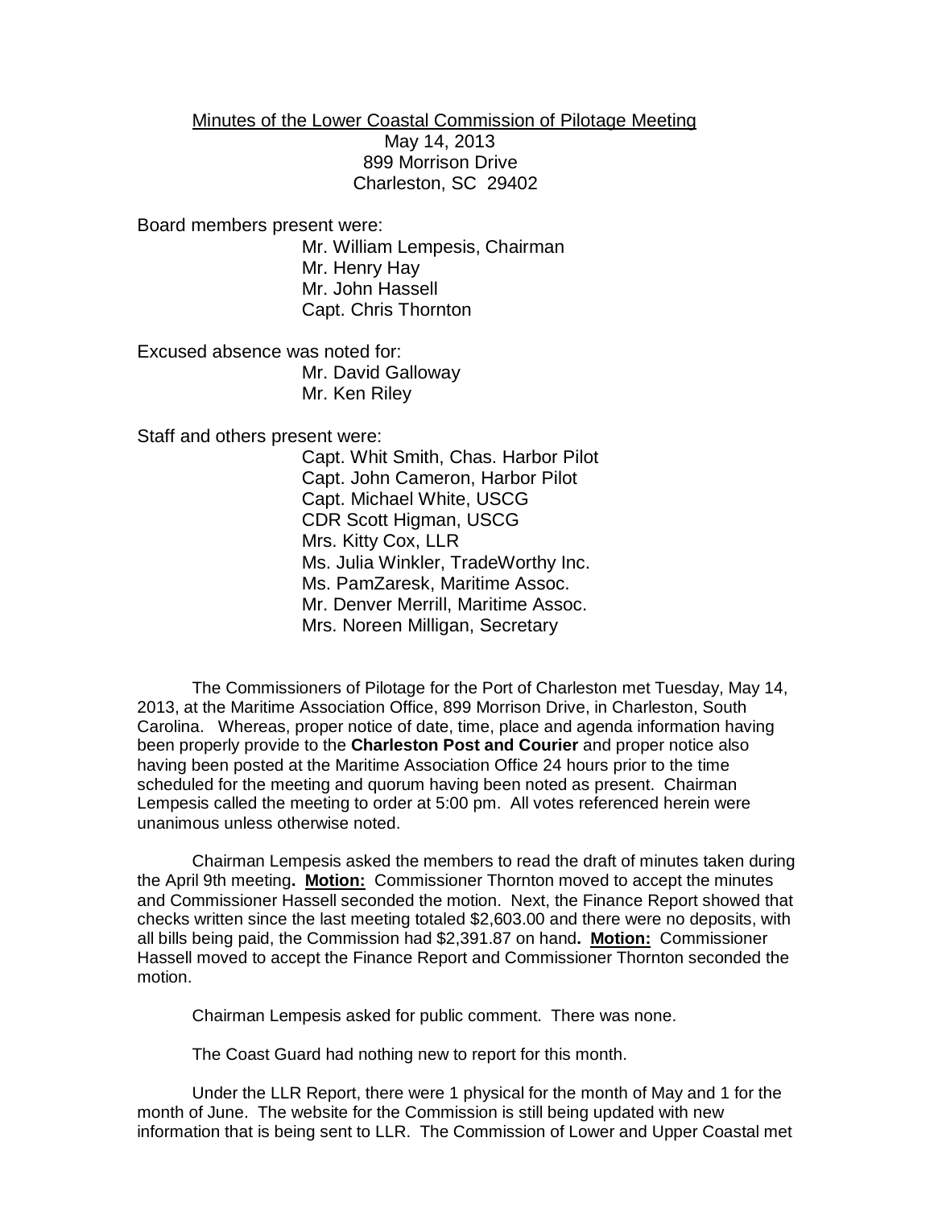Minutes of the Lower Coastal Commission of Pilotage Meeting

May 14, 2013

899 Morrison Drive

Charleston, SC 29402

Board members present were:

Mr. William Lempesis, Chairman
Mr. Henry Hay
Mr. John Hassell
Capt. Chris Thornton

Excused absence was noted for:

Mr. David Galloway
Mr. Ken Riley

Staff and others present were:

Capt. Whit Smith, Chas. Harbor Pilot
Capt. John Cameron, Harbor Pilot
Capt. Michael White, USCG
CDR Scott Higman, USCG
Mrs. Kitty Cox, LLR
Ms. Julia Winkler, TradeWorthy Inc.
Ms. PamZaresk, Maritime Assoc.
Mr. Denver Merrill, Maritime Assoc.
Mrs. Noreen Milligan, Secretary

The Commissioners of Pilotage for the Port of Charleston met Tuesday, May 14, 2013, at the Maritime Association Office, 899 Morrison Drive, in Charleston, South Carolina. Whereas, proper notice of date, time, place and agenda information having been properly provide to the **Charleston Post and Courier** and proper notice also having been posted at the Maritime Association Office 24 hours prior to the time scheduled for the meeting and quorum having been noted as present. Chairman Lempesis called the meeting to order at 5:00 pm. All votes referenced herein were unanimous unless otherwise noted.

Chairman Lempesis asked the members to read the draft of minutes taken during the April 9th meeting**. Motion:** Commissioner Thornton moved to accept the minutes and Commissioner Hassell seconded the motion. Next, the Finance Report showed that checks written since the last meeting totaled $2,603.00 and there were no deposits, with all bills being paid, the Commission had $2,391.87 on hand**. Motion:** Commissioner Hassell moved to accept the Finance Report and Commissioner Thornton seconded the motion.

Chairman Lempesis asked for public comment. There was none.

The Coast Guard had nothing new to report for this month.

Under the LLR Report, there were 1 physical for the month of May and 1 for the month of June. The website for the Commission is still being updated with new information that is being sent to LLR. The Commission of Lower and Upper Coastal met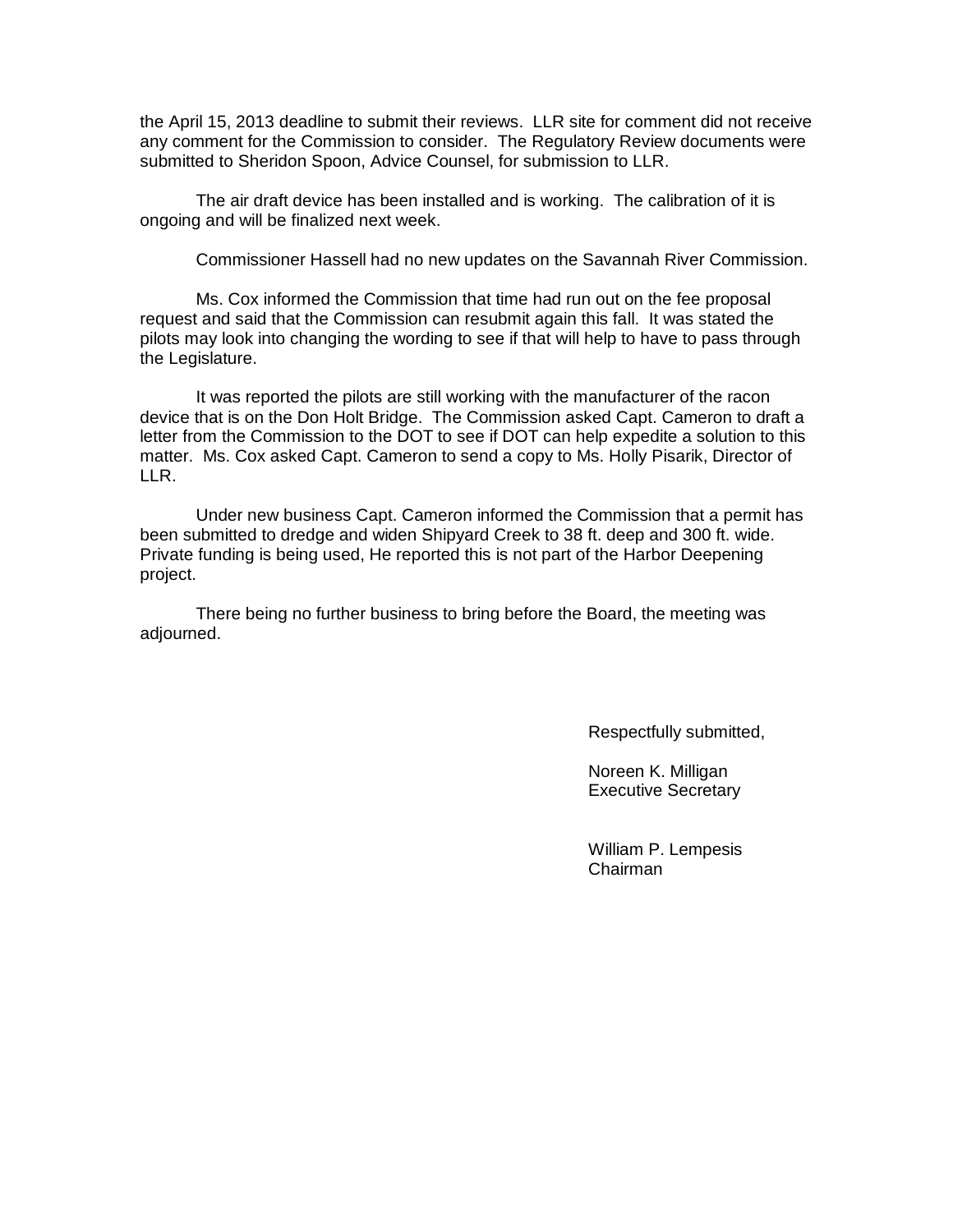the April 15, 2013 deadline to submit their reviews. LLR site for comment did not receive any comment for the Commission to consider. The Regulatory Review documents were submitted to Sheridon Spoon, Advice Counsel, for submission to LLR.

The air draft device has been installed and is working. The calibration of it is ongoing and will be finalized next week.

Commissioner Hassell had no new updates on the Savannah River Commission.

Ms. Cox informed the Commission that time had run out on the fee proposal request and said that the Commission can resubmit again this fall. It was stated the pilots may look into changing the wording to see if that will help to have to pass through the Legislature.

It was reported the pilots are still working with the manufacturer of the racon device that is on the Don Holt Bridge. The Commission asked Capt. Cameron to draft a letter from the Commission to the DOT to see if DOT can help expedite a solution to this matter. Ms. Cox asked Capt. Cameron to send a copy to Ms. Holly Pisarik, Director of LLR.

Under new business Capt. Cameron informed the Commission that a permit has been submitted to dredge and widen Shipyard Creek to 38 ft. deep and 300 ft. wide. Private funding is being used, He reported this is not part of the Harbor Deepening project.

There being no further business to bring before the Board, the meeting was adjourned.

Respectfully submitted,

Noreen K. Milligan
Executive Secretary

William P. Lempesis
Chairman